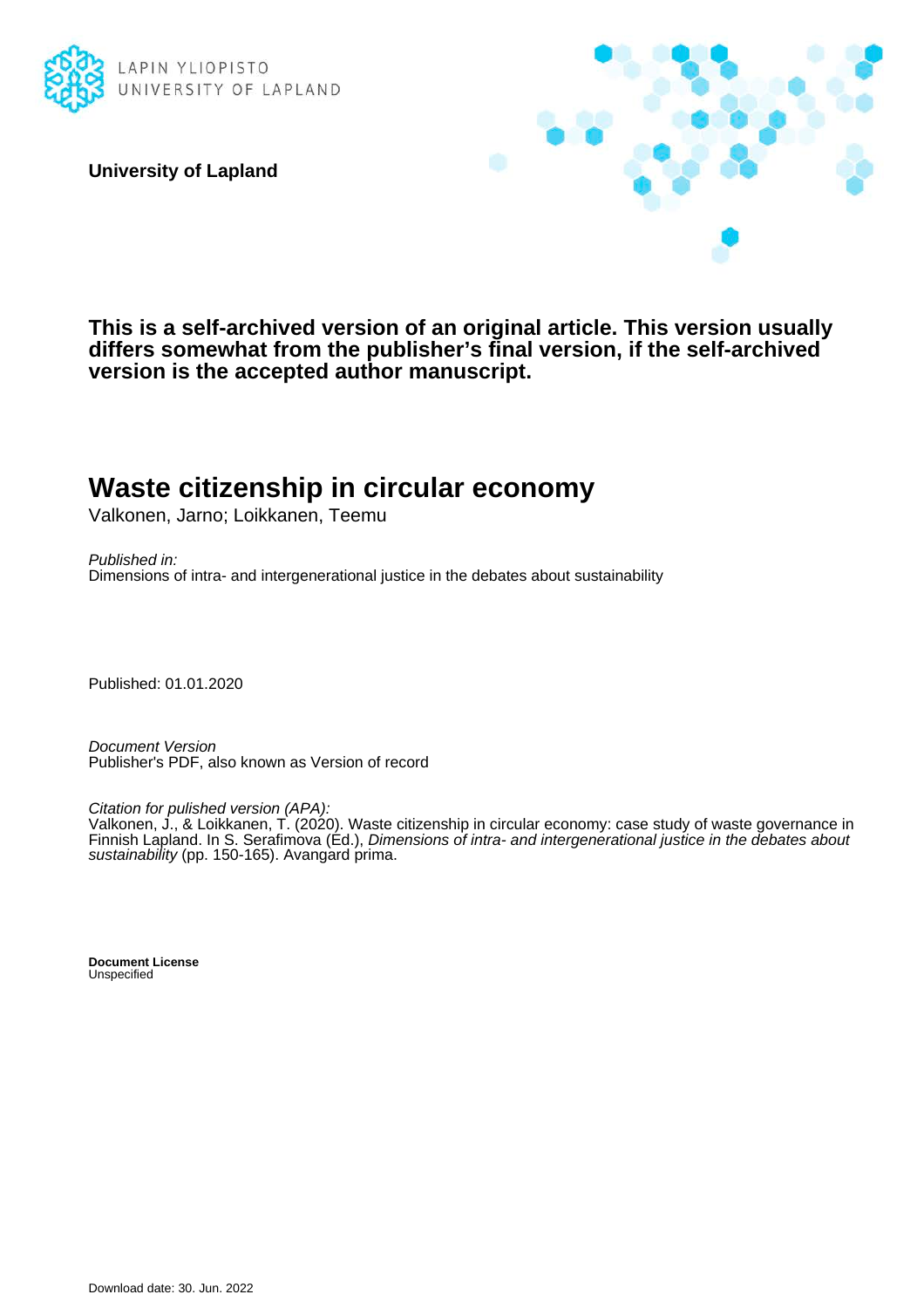LAPIN YLIOPISTO
UNIVERSITY OF LAPLAND

**University of Lapland**

**This is a self-archived version of an original article. This version usually differs somewhat from the publisher's final version, if the self-archived version is the accepted author manuscript.**

# Waste citizenship in circular economy

Valkonen, Jarno; Loikkanen, Teemu

*Published in:*
Dimensions of intra- and intergenerational justice in the debates about sustainability

Published: 01.01.2020

*Document Version*
Publisher's PDF, also known as Version of record

*Citation for pulished version (APA):*
Valkonen, J., & Loikkanen, T. (2020). Waste citizenship in circular economy: case study of waste governance in Finnish Lapland. In S. Serafimova (Ed.), *Dimensions of intra- and intergenerational justice in the debates about sustainability* (pp. 150-165). Avangard prima.

**Document License**
Unspecified

Download date: 30. Jun. 2022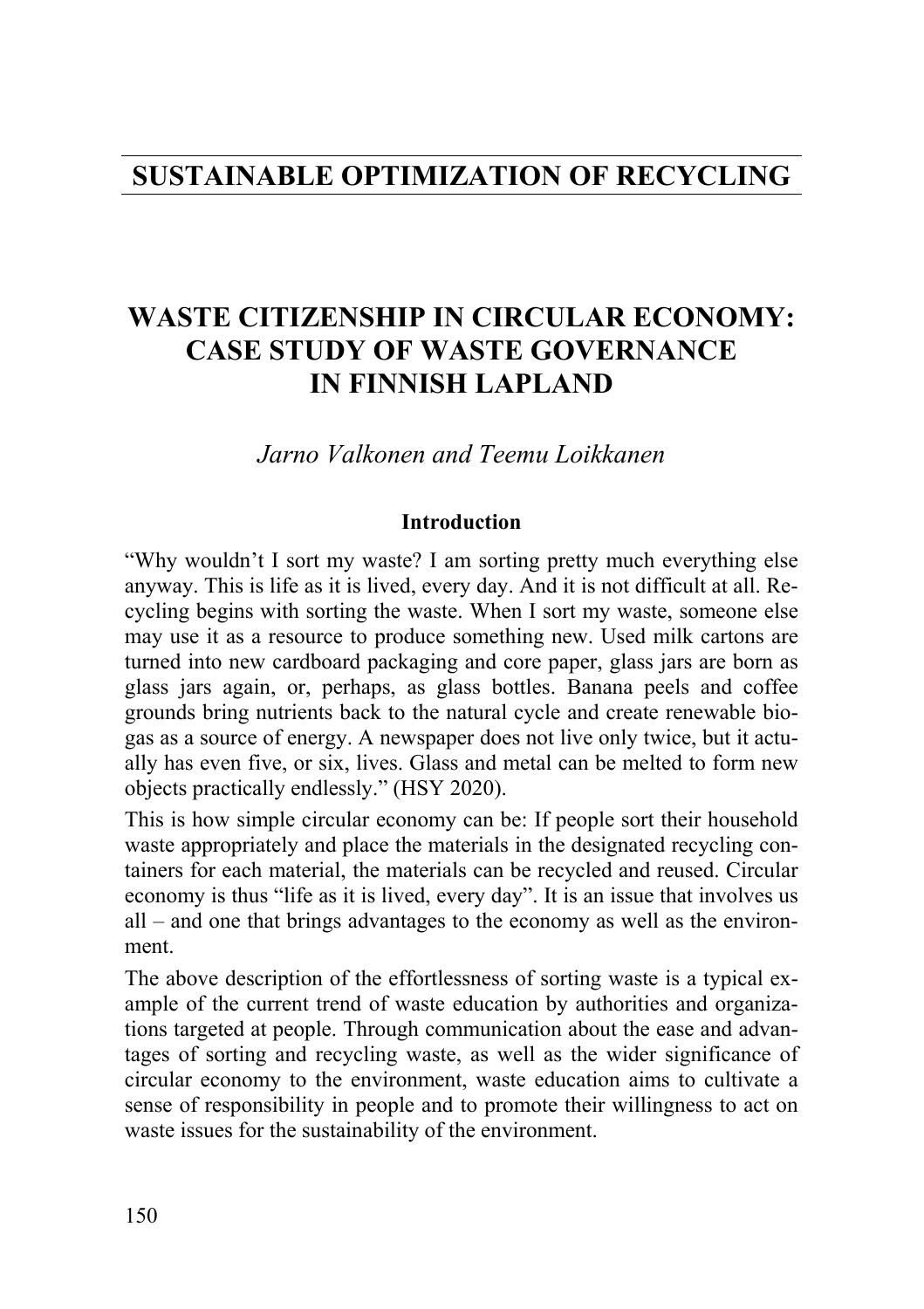# SUSTAINABLE OPTIMIZATION OF RECYCLING

## WASTE CITIZENSHIP IN CIRCULAR ECONOMY: CASE STUDY OF WASTE GOVERNANCE IN FINNISH LAPLAND

*Jarno Valkonen and Teemu Loikkanen*

### Introduction

"Why wouldn't I sort my waste? I am sorting pretty much everything else anyway. This is life as it is lived, every day. And it is not difficult at all. Recycling begins with sorting the waste. When I sort my waste, someone else may use it as a resource to produce something new. Used milk cartons are turned into new cardboard packaging and core paper, glass jars are born as glass jars again, or, perhaps, as glass bottles. Banana peels and coffee grounds bring nutrients back to the natural cycle and create renewable biogas as a source of energy. A newspaper does not live only twice, but it actually has even five, or six, lives. Glass and metal can be melted to form new objects practically endlessly." (HSY 2020).

This is how simple circular economy can be: If people sort their household waste appropriately and place the materials in the designated recycling containers for each material, the materials can be recycled and reused. Circular economy is thus "life as it is lived, every day". It is an issue that involves us all – and one that brings advantages to the economy as well as the environment.

The above description of the effortlessness of sorting waste is a typical example of the current trend of waste education by authorities and organizations targeted at people. Through communication about the ease and advantages of sorting and recycling waste, as well as the wider significance of circular economy to the environment, waste education aims to cultivate a sense of responsibility in people and to promote their willingness to act on waste issues for the sustainability of the environment.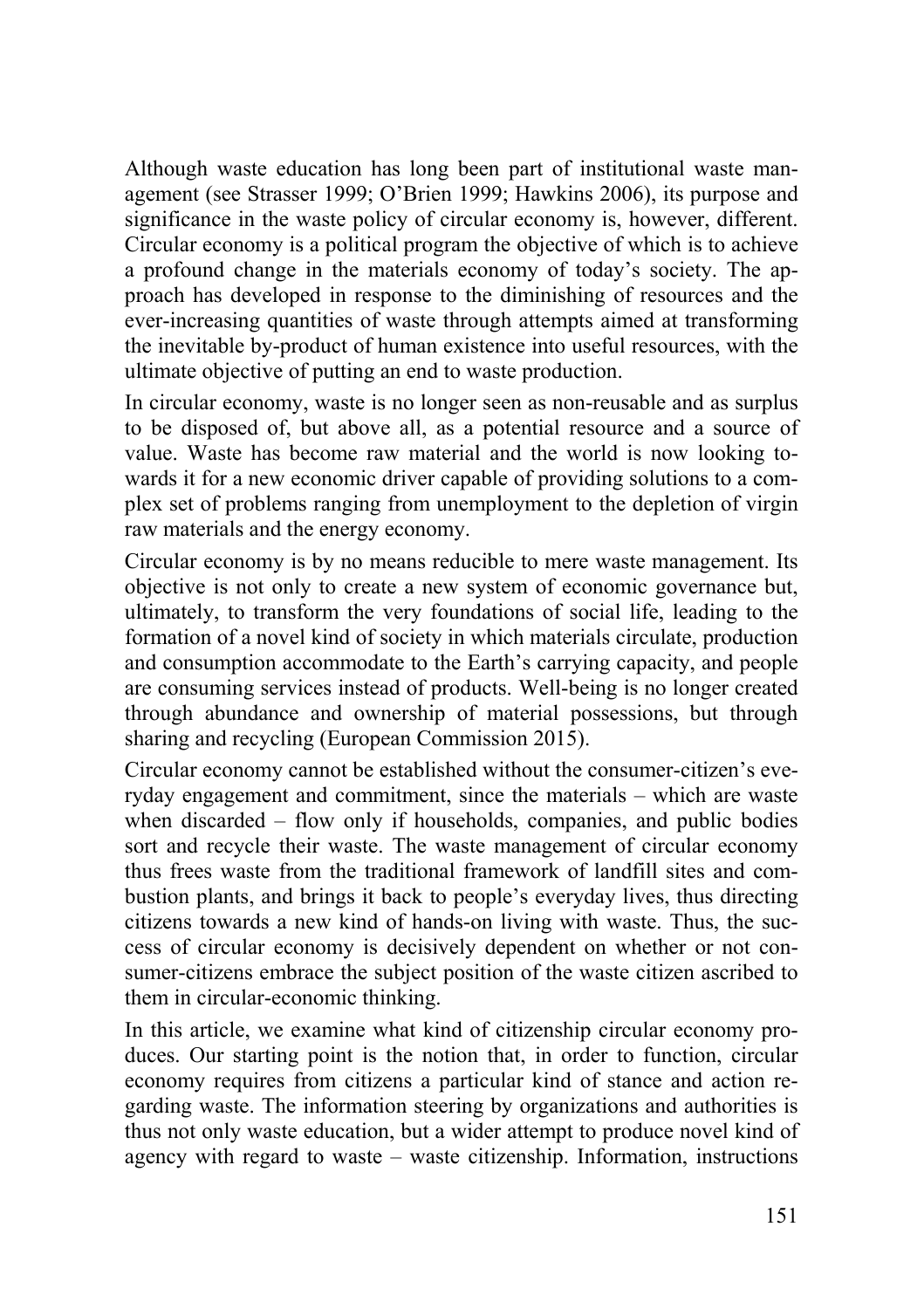Although waste education has long been part of institutional waste management (see Strasser 1999; O'Brien 1999; Hawkins 2006), its purpose and significance in the waste policy of circular economy is, however, different. Circular economy is a political program the objective of which is to achieve a profound change in the materials economy of today's society. The approach has developed in response to the diminishing of resources and the ever-increasing quantities of waste through attempts aimed at transforming the inevitable by-product of human existence into useful resources, with the ultimate objective of putting an end to waste production.

In circular economy, waste is no longer seen as non-reusable and as surplus to be disposed of, but above all, as a potential resource and a source of value. Waste has become raw material and the world is now looking towards it for a new economic driver capable of providing solutions to a complex set of problems ranging from unemployment to the depletion of virgin raw materials and the energy economy.

Circular economy is by no means reducible to mere waste management. Its objective is not only to create a new system of economic governance but, ultimately, to transform the very foundations of social life, leading to the formation of a novel kind of society in which materials circulate, production and consumption accommodate to the Earth's carrying capacity, and people are consuming services instead of products. Well-being is no longer created through abundance and ownership of material possessions, but through sharing and recycling (European Commission 2015).

Circular economy cannot be established without the consumer-citizen's everyday engagement and commitment, since the materials – which are waste when discarded – flow only if households, companies, and public bodies sort and recycle their waste. The waste management of circular economy thus frees waste from the traditional framework of landfill sites and combustion plants, and brings it back to people's everyday lives, thus directing citizens towards a new kind of hands-on living with waste. Thus, the success of circular economy is decisively dependent on whether or not consumer-citizens embrace the subject position of the waste citizen ascribed to them in circular-economic thinking.

In this article, we examine what kind of citizenship circular economy produces. Our starting point is the notion that, in order to function, circular economy requires from citizens a particular kind of stance and action regarding waste. The information steering by organizations and authorities is thus not only waste education, but a wider attempt to produce novel kind of agency with regard to waste – waste citizenship. Information, instructions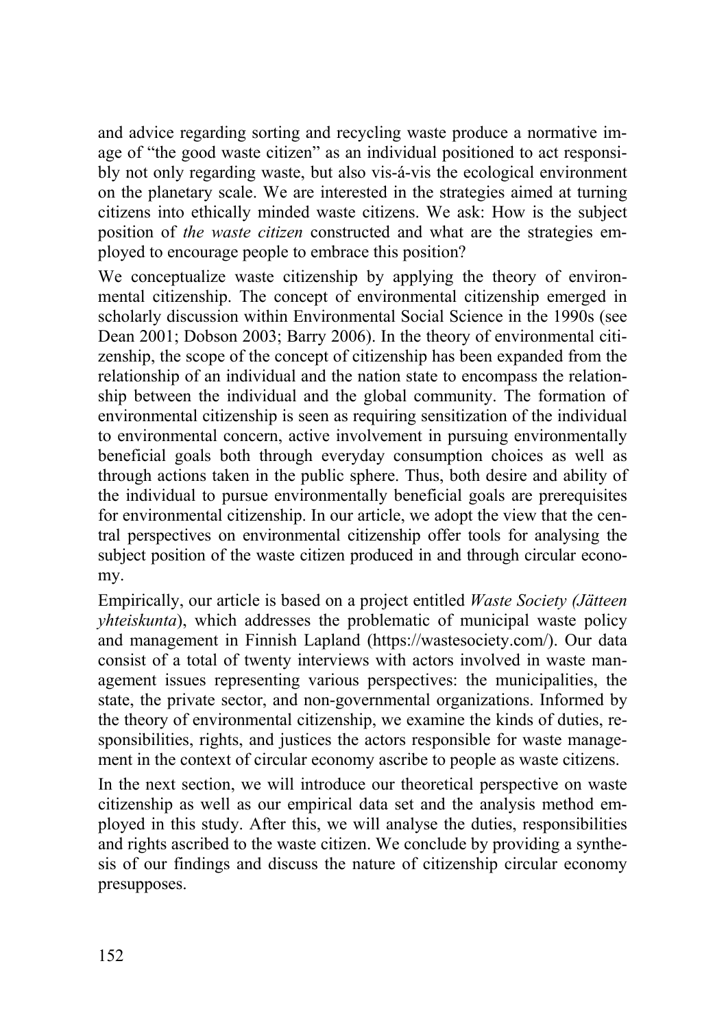and advice regarding sorting and recycling waste produce a normative image of "the good waste citizen" as an individual positioned to act responsibly not only regarding waste, but also vis-á-vis the ecological environment on the planetary scale. We are interested in the strategies aimed at turning citizens into ethically minded waste citizens. We ask: How is the subject position of *the waste citizen* constructed and what are the strategies employed to encourage people to embrace this position?

We conceptualize waste citizenship by applying the theory of environmental citizenship. The concept of environmental citizenship emerged in scholarly discussion within Environmental Social Science in the 1990s (see Dean 2001; Dobson 2003; Barry 2006). In the theory of environmental citizenship, the scope of the concept of citizenship has been expanded from the relationship of an individual and the nation state to encompass the relationship between the individual and the global community. The formation of environmental citizenship is seen as requiring sensitization of the individual to environmental concern, active involvement in pursuing environmentally beneficial goals both through everyday consumption choices as well as through actions taken in the public sphere. Thus, both desire and ability of the individual to pursue environmentally beneficial goals are prerequisites for environmental citizenship. In our article, we adopt the view that the central perspectives on environmental citizenship offer tools for analysing the subject position of the waste citizen produced in and through circular economy.

Empirically, our article is based on a project entitled *Waste Society (Jätteen yhteiskunta*), which addresses the problematic of municipal waste policy and management in Finnish Lapland (https://wastesociety.com/). Our data consist of a total of twenty interviews with actors involved in waste management issues representing various perspectives: the municipalities, the state, the private sector, and non-governmental organizations. Informed by the theory of environmental citizenship, we examine the kinds of duties, responsibilities, rights, and justices the actors responsible for waste management in the context of circular economy ascribe to people as waste citizens.

In the next section, we will introduce our theoretical perspective on waste citizenship as well as our empirical data set and the analysis method employed in this study. After this, we will analyse the duties, responsibilities and rights ascribed to the waste citizen. We conclude by providing a synthesis of our findings and discuss the nature of citizenship circular economy presupposes.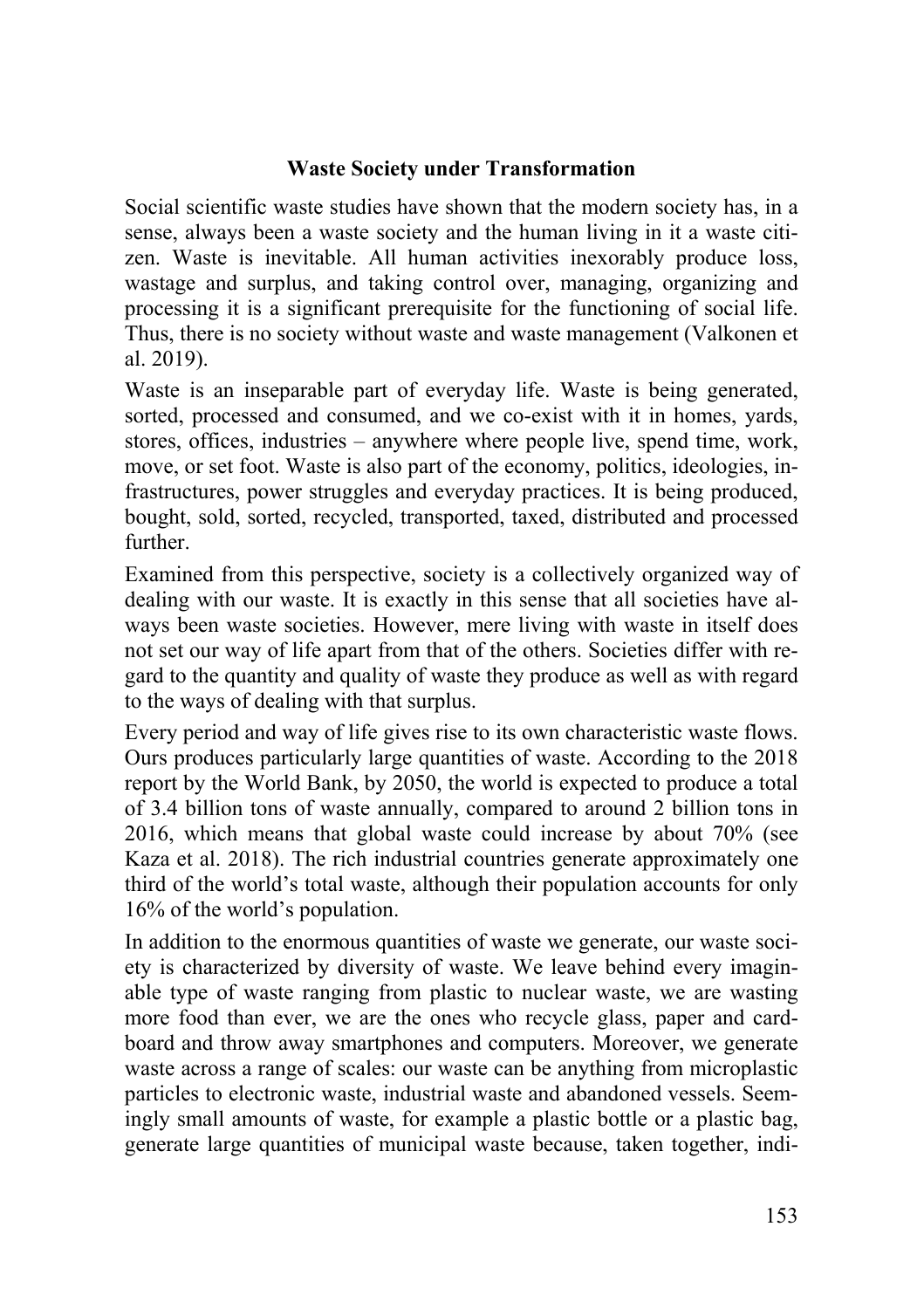**Waste Society under Transformation**

Social scientific waste studies have shown that the modern society has, in a sense, always been a waste society and the human living in it a waste citizen. Waste is inevitable. All human activities inexorably produce loss, wastage and surplus, and taking control over, managing, organizing and processing it is a significant prerequisite for the functioning of social life. Thus, there is no society without waste and waste management (Valkonen et al. 2019).

Waste is an inseparable part of everyday life. Waste is being generated, sorted, processed and consumed, and we co-exist with it in homes, yards, stores, offices, industries – anywhere where people live, spend time, work, move, or set foot. Waste is also part of the economy, politics, ideologies, infrastructures, power struggles and everyday practices. It is being produced, bought, sold, sorted, recycled, transported, taxed, distributed and processed further.

Examined from this perspective, society is a collectively organized way of dealing with our waste. It is exactly in this sense that all societies have always been waste societies. However, mere living with waste in itself does not set our way of life apart from that of the others. Societies differ with regard to the quantity and quality of waste they produce as well as with regard to the ways of dealing with that surplus.

Every period and way of life gives rise to its own characteristic waste flows. Ours produces particularly large quantities of waste. According to the 2018 report by the World Bank, by 2050, the world is expected to produce a total of 3.4 billion tons of waste annually, compared to around 2 billion tons in 2016, which means that global waste could increase by about 70% (see Kaza et al. 2018). The rich industrial countries generate approximately one third of the world's total waste, although their population accounts for only 16% of the world's population.

In addition to the enormous quantities of waste we generate, our waste society is characterized by diversity of waste. We leave behind every imaginable type of waste ranging from plastic to nuclear waste, we are wasting more food than ever, we are the ones who recycle glass, paper and cardboard and throw away smartphones and computers. Moreover, we generate waste across a range of scales: our waste can be anything from microplastic particles to electronic waste, industrial waste and abandoned vessels. Seemingly small amounts of waste, for example a plastic bottle or a plastic bag, generate large quantities of municipal waste because, taken together, indi-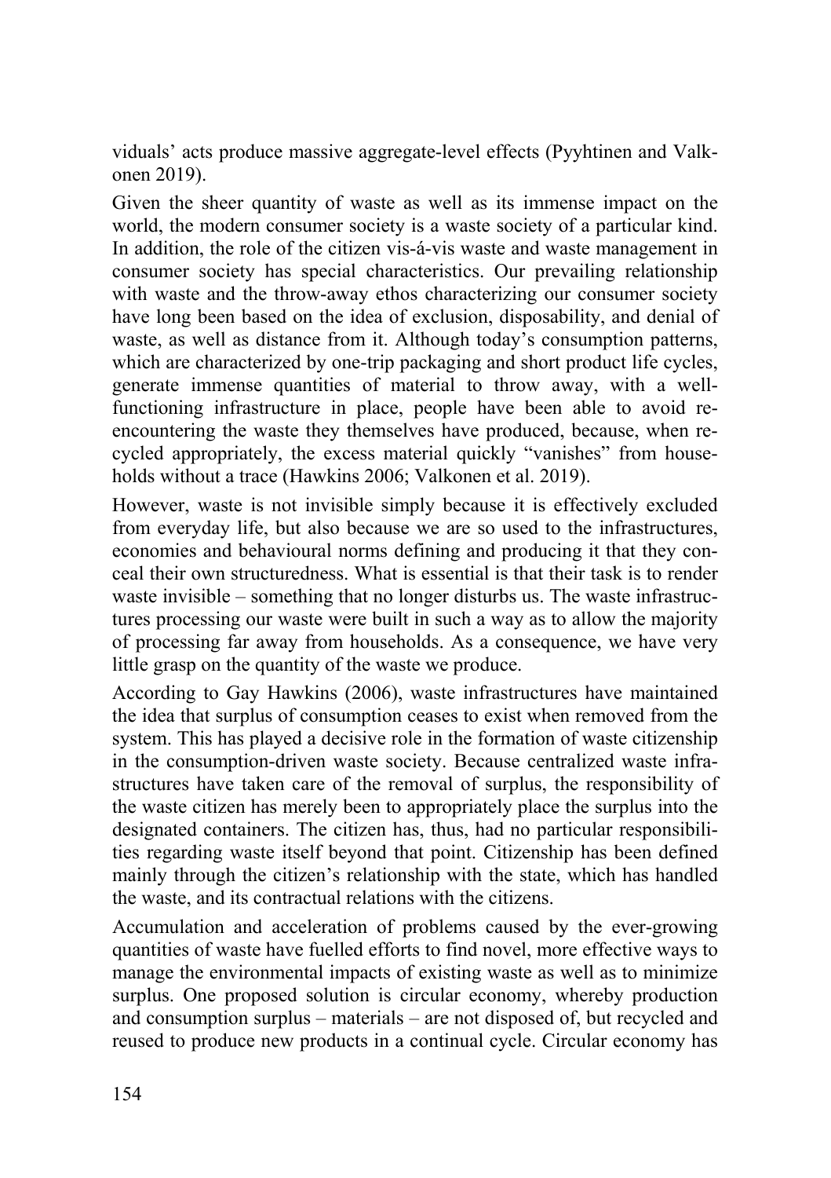viduals' acts produce massive aggregate-level effects (Pyyhtinen and Valkonen 2019).

Given the sheer quantity of waste as well as its immense impact on the world, the modern consumer society is a waste society of a particular kind. In addition, the role of the citizen vis-á-vis waste and waste management in consumer society has special characteristics. Our prevailing relationship with waste and the throw-away ethos characterizing our consumer society have long been based on the idea of exclusion, disposability, and denial of waste, as well as distance from it. Although today's consumption patterns, which are characterized by one-trip packaging and short product life cycles, generate immense quantities of material to throw away, with a well-functioning infrastructure in place, people have been able to avoid re-encountering the waste they themselves have produced, because, when recycled appropriately, the excess material quickly "vanishes" from households without a trace (Hawkins 2006; Valkonen et al. 2019).

However, waste is not invisible simply because it is effectively excluded from everyday life, but also because we are so used to the infrastructures, economies and behavioural norms defining and producing it that they conceal their own structuredness. What is essential is that their task is to render waste invisible – something that no longer disturbs us. The waste infrastructures processing our waste were built in such a way as to allow the majority of processing far away from households. As a consequence, we have very little grasp on the quantity of the waste we produce.

According to Gay Hawkins (2006), waste infrastructures have maintained the idea that surplus of consumption ceases to exist when removed from the system. This has played a decisive role in the formation of waste citizenship in the consumption-driven waste society. Because centralized waste infrastructures have taken care of the removal of surplus, the responsibility of the waste citizen has merely been to appropriately place the surplus into the designated containers. The citizen has, thus, had no particular responsibilities regarding waste itself beyond that point. Citizenship has been defined mainly through the citizen's relationship with the state, which has handled the waste, and its contractual relations with the citizens.

Accumulation and acceleration of problems caused by the ever-growing quantities of waste have fuelled efforts to find novel, more effective ways to manage the environmental impacts of existing waste as well as to minimize surplus. One proposed solution is circular economy, whereby production and consumption surplus – materials – are not disposed of, but recycled and reused to produce new products in a continual cycle. Circular economy has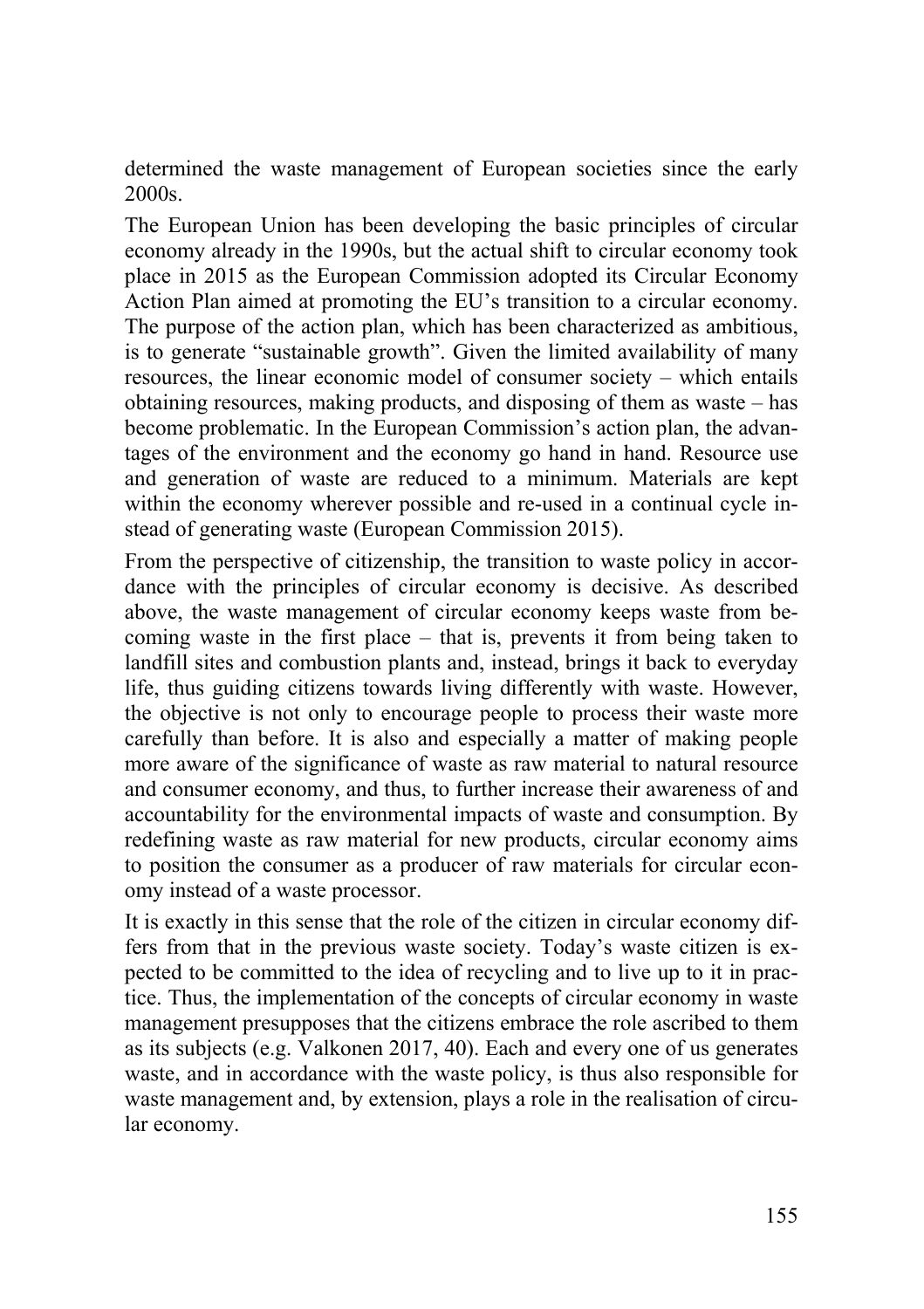determined the waste management of European societies since the early 2000s.

The European Union has been developing the basic principles of circular economy already in the 1990s, but the actual shift to circular economy took place in 2015 as the European Commission adopted its Circular Economy Action Plan aimed at promoting the EU's transition to a circular economy. The purpose of the action plan, which has been characterized as ambitious, is to generate "sustainable growth". Given the limited availability of many resources, the linear economic model of consumer society – which entails obtaining resources, making products, and disposing of them as waste – has become problematic. In the European Commission's action plan, the advantages of the environment and the economy go hand in hand. Resource use and generation of waste are reduced to a minimum. Materials are kept within the economy wherever possible and re-used in a continual cycle instead of generating waste (European Commission 2015).

From the perspective of citizenship, the transition to waste policy in accordance with the principles of circular economy is decisive. As described above, the waste management of circular economy keeps waste from becoming waste in the first place – that is, prevents it from being taken to landfill sites and combustion plants and, instead, brings it back to everyday life, thus guiding citizens towards living differently with waste. However, the objective is not only to encourage people to process their waste more carefully than before. It is also and especially a matter of making people more aware of the significance of waste as raw material to natural resource and consumer economy, and thus, to further increase their awareness of and accountability for the environmental impacts of waste and consumption. By redefining waste as raw material for new products, circular economy aims to position the consumer as a producer of raw materials for circular economy instead of a waste processor.

It is exactly in this sense that the role of the citizen in circular economy differs from that in the previous waste society. Today's waste citizen is expected to be committed to the idea of recycling and to live up to it in practice. Thus, the implementation of the concepts of circular economy in waste management presupposes that the citizens embrace the role ascribed to them as its subjects (e.g. Valkonen 2017, 40). Each and every one of us generates waste, and in accordance with the waste policy, is thus also responsible for waste management and, by extension, plays a role in the realisation of circular economy.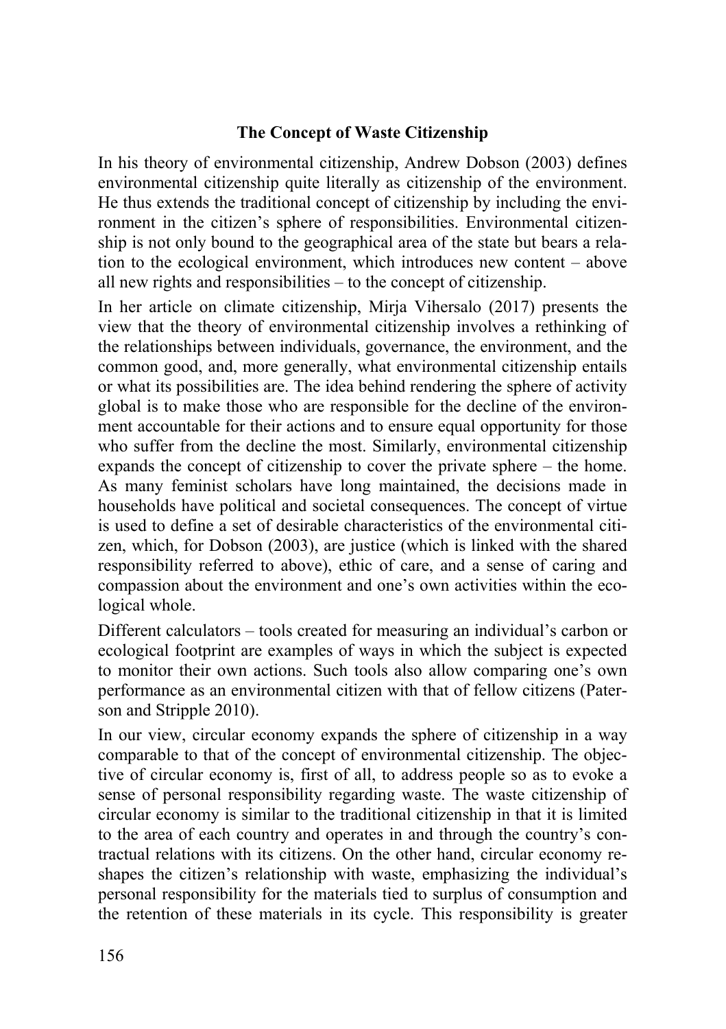## The Concept of Waste Citizenship

In his theory of environmental citizenship, Andrew Dobson (2003) defines environmental citizenship quite literally as citizenship of the environment. He thus extends the traditional concept of citizenship by including the environment in the citizen's sphere of responsibilities. Environmental citizenship is not only bound to the geographical area of the state but bears a relation to the ecological environment, which introduces new content – above all new rights and responsibilities – to the concept of citizenship.

In her article on climate citizenship, Mirja Vihersalo (2017) presents the view that the theory of environmental citizenship involves a rethinking of the relationships between individuals, governance, the environment, and the common good, and, more generally, what environmental citizenship entails or what its possibilities are. The idea behind rendering the sphere of activity global is to make those who are responsible for the decline of the environment accountable for their actions and to ensure equal opportunity for those who suffer from the decline the most. Similarly, environmental citizenship expands the concept of citizenship to cover the private sphere – the home. As many feminist scholars have long maintained, the decisions made in households have political and societal consequences. The concept of virtue is used to define a set of desirable characteristics of the environmental citizen, which, for Dobson (2003), are justice (which is linked with the shared responsibility referred to above), ethic of care, and a sense of caring and compassion about the environment and one's own activities within the ecological whole.

Different calculators – tools created for measuring an individual's carbon or ecological footprint are examples of ways in which the subject is expected to monitor their own actions. Such tools also allow comparing one's own performance as an environmental citizen with that of fellow citizens (Paterson and Stripple 2010).

In our view, circular economy expands the sphere of citizenship in a way comparable to that of the concept of environmental citizenship. The objective of circular economy is, first of all, to address people so as to evoke a sense of personal responsibility regarding waste. The waste citizenship of circular economy is similar to the traditional citizenship in that it is limited to the area of each country and operates in and through the country's contractual relations with its citizens. On the other hand, circular economy reshapes the citizen's relationship with waste, emphasizing the individual's personal responsibility for the materials tied to surplus of consumption and the retention of these materials in its cycle. This responsibility is greater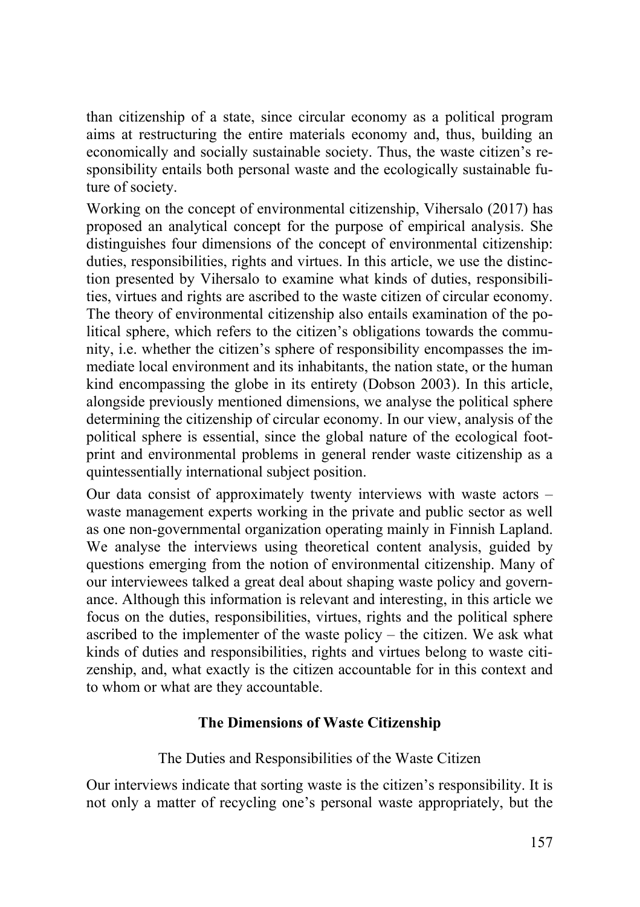than citizenship of a state, since circular economy as a political program aims at restructuring the entire materials economy and, thus, building an economically and socially sustainable society. Thus, the waste citizen's responsibility entails both personal waste and the ecologically sustainable future of society.

Working on the concept of environmental citizenship, Vihersalo (2017) has proposed an analytical concept for the purpose of empirical analysis. She distinguishes four dimensions of the concept of environmental citizenship: duties, responsibilities, rights and virtues. In this article, we use the distinction presented by Vihersalo to examine what kinds of duties, responsibilities, virtues and rights are ascribed to the waste citizen of circular economy. The theory of environmental citizenship also entails examination of the political sphere, which refers to the citizen's obligations towards the community, i.e. whether the citizen's sphere of responsibility encompasses the immediate local environment and its inhabitants, the nation state, or the human kind encompassing the globe in its entirety (Dobson 2003). In this article, alongside previously mentioned dimensions, we analyse the political sphere determining the citizenship of circular economy. In our view, analysis of the political sphere is essential, since the global nature of the ecological footprint and environmental problems in general render waste citizenship as a quintessentially international subject position.

Our data consist of approximately twenty interviews with waste actors – waste management experts working in the private and public sector as well as one non-governmental organization operating mainly in Finnish Lapland. We analyse the interviews using theoretical content analysis, guided by questions emerging from the notion of environmental citizenship. Many of our interviewees talked a great deal about shaping waste policy and governance. Although this information is relevant and interesting, in this article we focus on the duties, responsibilities, virtues, rights and the political sphere ascribed to the implementer of the waste policy – the citizen. We ask what kinds of duties and responsibilities, rights and virtues belong to waste citizenship, and, what exactly is the citizen accountable for in this context and to whom or what are they accountable.

## The Dimensions of Waste Citizenship

### The Duties and Responsibilities of the Waste Citizen

Our interviews indicate that sorting waste is the citizen's responsibility. It is not only a matter of recycling one's personal waste appropriately, but the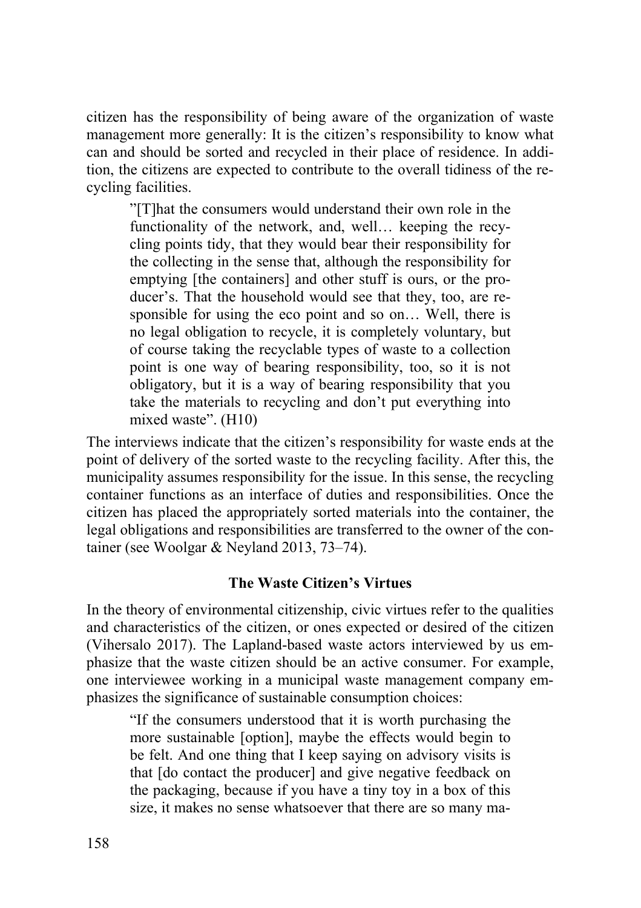citizen has the responsibility of being aware of the organization of waste management more generally: It is the citizen's responsibility to know what can and should be sorted and recycled in their place of residence. In addition, the citizens are expected to contribute to the overall tidiness of the recycling facilities.

> "[T]hat the consumers would understand their own role in the functionality of the network, and, well… keeping the recycling points tidy, that they would bear their responsibility for the collecting in the sense that, although the responsibility for emptying [the containers] and other stuff is ours, or the producer's. That the household would see that they, too, are responsible for using the eco point and so on… Well, there is no legal obligation to recycle, it is completely voluntary, but of course taking the recyclable types of waste to a collection point is one way of bearing responsibility, too, so it is not obligatory, but it is a way of bearing responsibility that you take the materials to recycling and don't put everything into mixed waste". (H10)

The interviews indicate that the citizen's responsibility for waste ends at the point of delivery of the sorted waste to the recycling facility. After this, the municipality assumes responsibility for the issue. In this sense, the recycling container functions as an interface of duties and responsibilities. Once the citizen has placed the appropriately sorted materials into the container, the legal obligations and responsibilities are transferred to the owner of the container (see Woolgar & Neyland 2013, 73–74).

## The Waste Citizen's Virtues

In the theory of environmental citizenship, civic virtues refer to the qualities and characteristics of the citizen, or ones expected or desired of the citizen (Vihersalo 2017). The Lapland-based waste actors interviewed by us emphasize that the waste citizen should be an active consumer. For example, one interviewee working in a municipal waste management company emphasizes the significance of sustainable consumption choices:

> "If the consumers understood that it is worth purchasing the more sustainable [option], maybe the effects would begin to be felt. And one thing that I keep saying on advisory visits is that [do contact the producer] and give negative feedback on the packaging, because if you have a tiny toy in a box of this size, it makes no sense whatsoever that there are so many ma-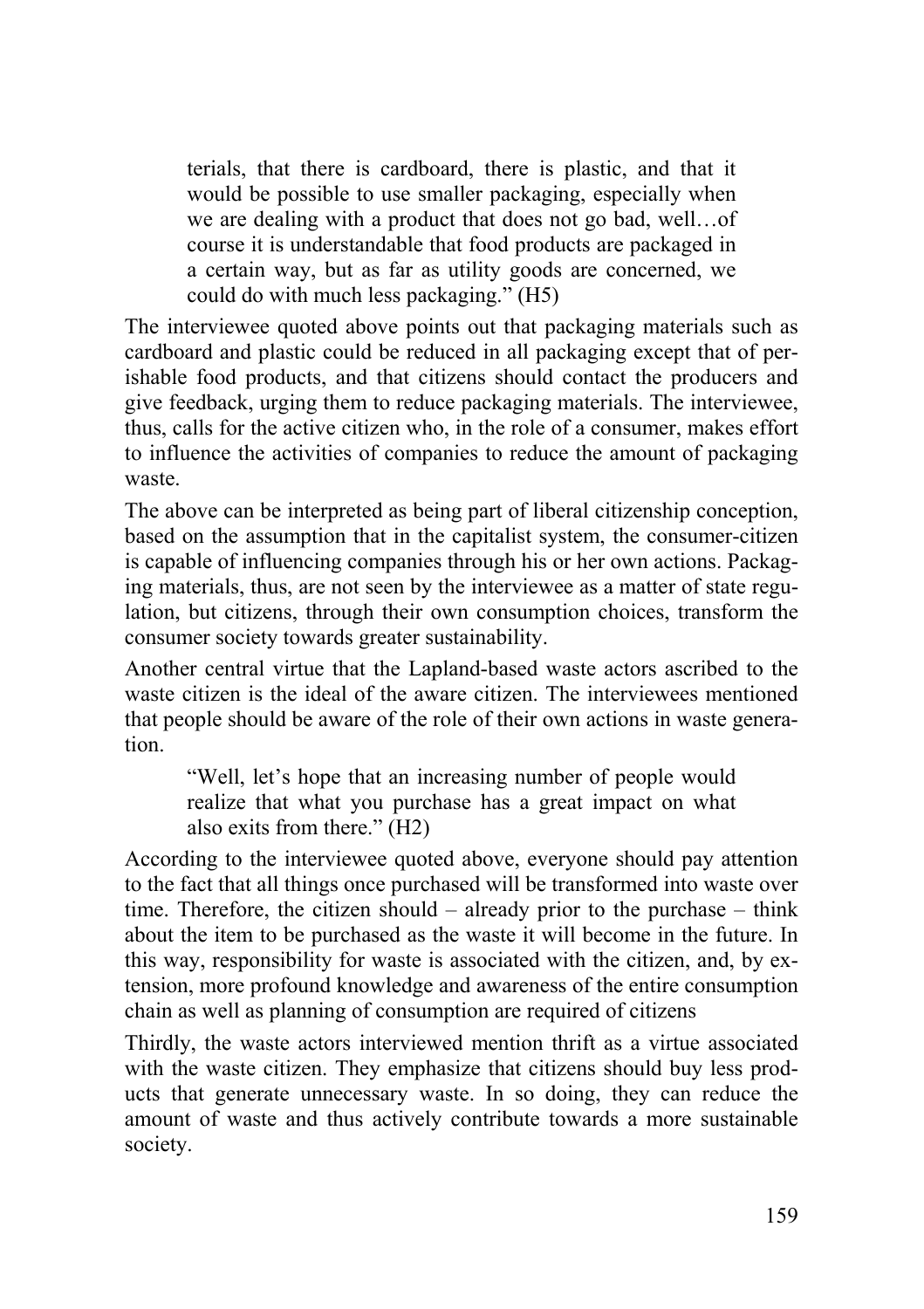> terials, that there is cardboard, there is plastic, and that it would be possible to use smaller packaging, especially when we are dealing with a product that does not go bad, well…of course it is understandable that food products are packaged in a certain way, but as far as utility goods are concerned, we could do with much less packaging." (H5)

The interviewee quoted above points out that packaging materials such as cardboard and plastic could be reduced in all packaging except that of perishable food products, and that citizens should contact the producers and give feedback, urging them to reduce packaging materials. The interviewee, thus, calls for the active citizen who, in the role of a consumer, makes effort to influence the activities of companies to reduce the amount of packaging waste.

The above can be interpreted as being part of liberal citizenship conception, based on the assumption that in the capitalist system, the consumer-citizen is capable of influencing companies through his or her own actions. Packaging materials, thus, are not seen by the interviewee as a matter of state regulation, but citizens, through their own consumption choices, transform the consumer society towards greater sustainability.

Another central virtue that the Lapland-based waste actors ascribed to the waste citizen is the ideal of the aware citizen. The interviewees mentioned that people should be aware of the role of their own actions in waste generation.

> "Well, let's hope that an increasing number of people would realize that what you purchase has a great impact on what also exits from there." (H2)

According to the interviewee quoted above, everyone should pay attention to the fact that all things once purchased will be transformed into waste over time. Therefore, the citizen should – already prior to the purchase – think about the item to be purchased as the waste it will become in the future. In this way, responsibility for waste is associated with the citizen, and, by extension, more profound knowledge and awareness of the entire consumption chain as well as planning of consumption are required of citizens

Thirdly, the waste actors interviewed mention thrift as a virtue associated with the waste citizen. They emphasize that citizens should buy less products that generate unnecessary waste. In so doing, they can reduce the amount of waste and thus actively contribute towards a more sustainable society.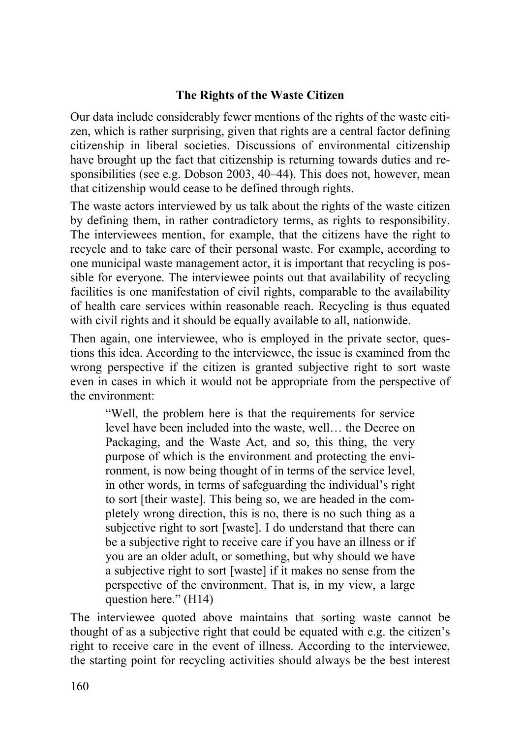## The Rights of the Waste Citizen

Our data include considerably fewer mentions of the rights of the waste citizen, which is rather surprising, given that rights are a central factor defining citizenship in liberal societies. Discussions of environmental citizenship have brought up the fact that citizenship is returning towards duties and responsibilities (see e.g. Dobson 2003, 40–44). This does not, however, mean that citizenship would cease to be defined through rights.

The waste actors interviewed by us talk about the rights of the waste citizen by defining them, in rather contradictory terms, as rights to responsibility. The interviewees mention, for example, that the citizens have the right to recycle and to take care of their personal waste. For example, according to one municipal waste management actor, it is important that recycling is possible for everyone. The interviewee points out that availability of recycling facilities is one manifestation of civil rights, comparable to the availability of health care services within reasonable reach. Recycling is thus equated with civil rights and it should be equally available to all, nationwide.

Then again, one interviewee, who is employed in the private sector, questions this idea. According to the interviewee, the issue is examined from the wrong perspective if the citizen is granted subjective right to sort waste even in cases in which it would not be appropriate from the perspective of the environment:

> "Well, the problem here is that the requirements for service level have been included into the waste, well… the Decree on Packaging, and the Waste Act, and so, this thing, the very purpose of which is the environment and protecting the environment, is now being thought of in terms of the service level, in other words, in terms of safeguarding the individual's right to sort [their waste]. This being so, we are headed in the completely wrong direction, this is no, there is no such thing as a subjective right to sort [waste]. I do understand that there can be a subjective right to receive care if you have an illness or if you are an older adult, or something, but why should we have a subjective right to sort [waste] if it makes no sense from the perspective of the environment. That is, in my view, a large question here." (H14)

The interviewee quoted above maintains that sorting waste cannot be thought of as a subjective right that could be equated with e.g. the citizen's right to receive care in the event of illness. According to the interviewee, the starting point for recycling activities should always be the best interest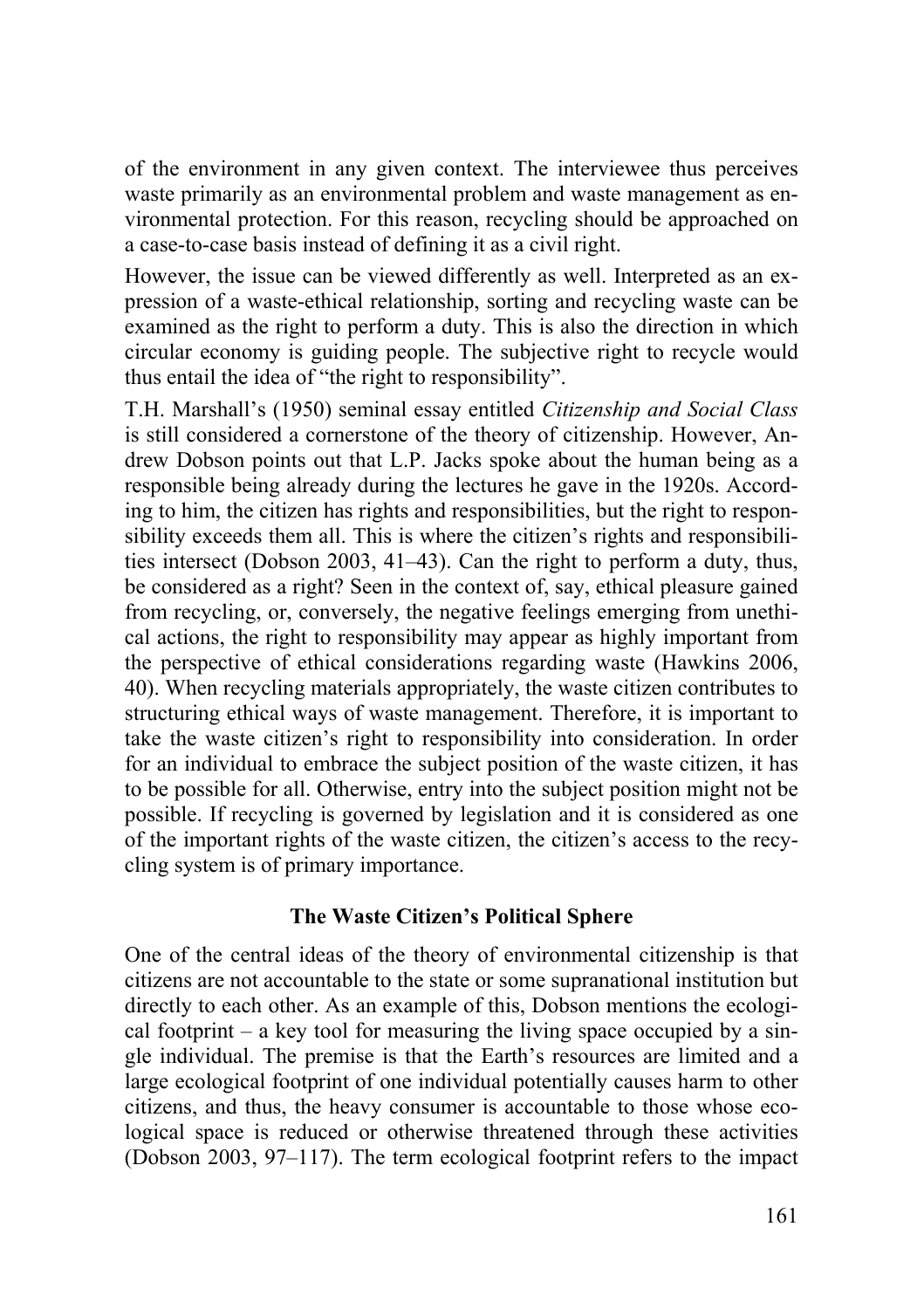of the environment in any given context. The interviewee thus perceives waste primarily as an environmental problem and waste management as environmental protection. For this reason, recycling should be approached on a case-to-case basis instead of defining it as a civil right.

However, the issue can be viewed differently as well. Interpreted as an expression of a waste-ethical relationship, sorting and recycling waste can be examined as the right to perform a duty. This is also the direction in which circular economy is guiding people. The subjective right to recycle would thus entail the idea of "the right to responsibility".

T.H. Marshall's (1950) seminal essay entitled *Citizenship and Social Class* is still considered a cornerstone of the theory of citizenship. However, Andrew Dobson points out that L.P. Jacks spoke about the human being as a responsible being already during the lectures he gave in the 1920s. According to him, the citizen has rights and responsibilities, but the right to responsibility exceeds them all. This is where the citizen's rights and responsibilities intersect (Dobson 2003, 41–43). Can the right to perform a duty, thus, be considered as a right? Seen in the context of, say, ethical pleasure gained from recycling, or, conversely, the negative feelings emerging from unethical actions, the right to responsibility may appear as highly important from the perspective of ethical considerations regarding waste (Hawkins 2006, 40). When recycling materials appropriately, the waste citizen contributes to structuring ethical ways of waste management. Therefore, it is important to take the waste citizen's right to responsibility into consideration. In order for an individual to embrace the subject position of the waste citizen, it has to be possible for all. Otherwise, entry into the subject position might not be possible. If recycling is governed by legislation and it is considered as one of the important rights of the waste citizen, the citizen's access to the recycling system is of primary importance.

## The Waste Citizen's Political Sphere

One of the central ideas of the theory of environmental citizenship is that citizens are not accountable to the state or some supranational institution but directly to each other. As an example of this, Dobson mentions the ecological footprint – a key tool for measuring the living space occupied by a single individual. The premise is that the Earth's resources are limited and a large ecological footprint of one individual potentially causes harm to other citizens, and thus, the heavy consumer is accountable to those whose ecological space is reduced or otherwise threatened through these activities (Dobson 2003, 97–117). The term ecological footprint refers to the impact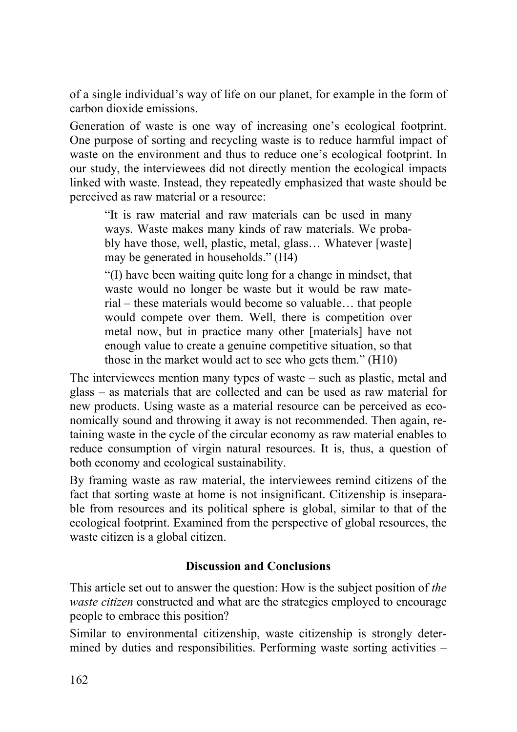of a single individual's way of life on our planet, for example in the form of carbon dioxide emissions.

Generation of waste is one way of increasing one's ecological footprint. One purpose of sorting and recycling waste is to reduce harmful impact of waste on the environment and thus to reduce one's ecological footprint. In our study, the interviewees did not directly mention the ecological impacts linked with waste. Instead, they repeatedly emphasized that waste should be perceived as raw material or a resource:

> "It is raw material and raw materials can be used in many ways. Waste makes many kinds of raw materials. We probably have those, well, plastic, metal, glass… Whatever [waste] may be generated in households." (H4)

> "(I) have been waiting quite long for a change in mindset, that waste would no longer be waste but it would be raw material – these materials would become so valuable… that people would compete over them. Well, there is competition over metal now, but in practice many other [materials] have not enough value to create a genuine competitive situation, so that those in the market would act to see who gets them." (H10)

The interviewees mention many types of waste – such as plastic, metal and glass – as materials that are collected and can be used as raw material for new products. Using waste as a material resource can be perceived as economically sound and throwing it away is not recommended. Then again, retaining waste in the cycle of the circular economy as raw material enables to reduce consumption of virgin natural resources. It is, thus, a question of both economy and ecological sustainability.

By framing waste as raw material, the interviewees remind citizens of the fact that sorting waste at home is not insignificant. Citizenship is inseparable from resources and its political sphere is global, similar to that of the ecological footprint. Examined from the perspective of global resources, the waste citizen is a global citizen.

## Discussion and Conclusions

This article set out to answer the question: How is the subject position of *the waste citizen* constructed and what are the strategies employed to encourage people to embrace this position?

Similar to environmental citizenship, waste citizenship is strongly determined by duties and responsibilities. Performing waste sorting activities –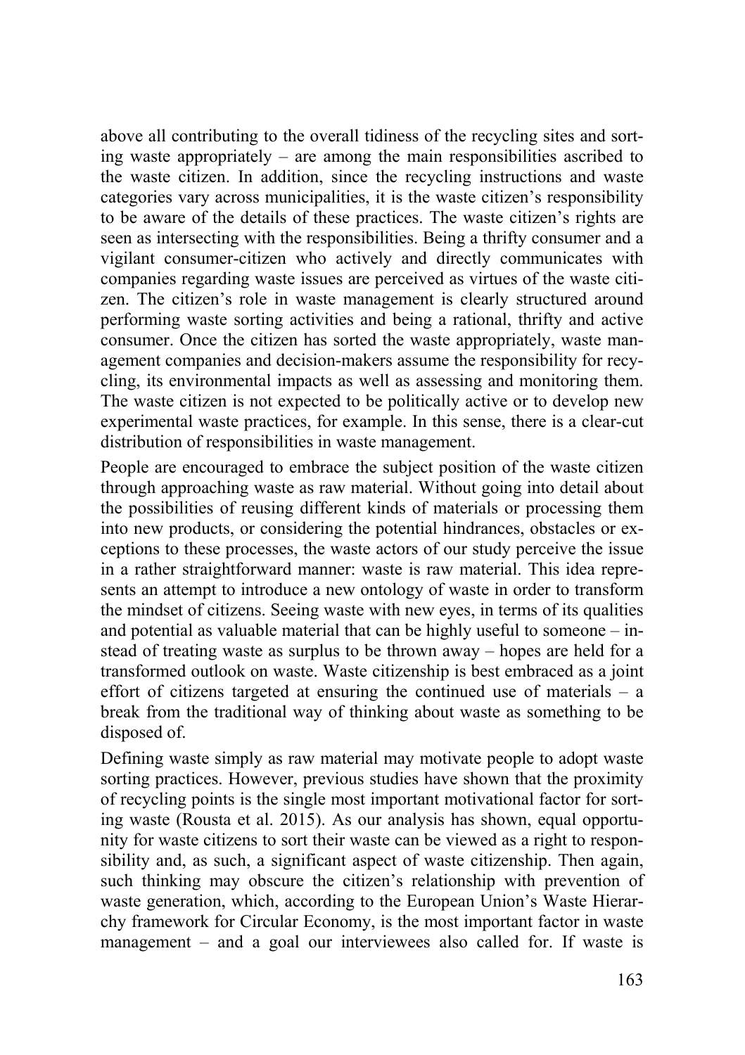above all contributing to the overall tidiness of the recycling sites and sorting waste appropriately – are among the main responsibilities ascribed to the waste citizen. In addition, since the recycling instructions and waste categories vary across municipalities, it is the waste citizen's responsibility to be aware of the details of these practices. The waste citizen's rights are seen as intersecting with the responsibilities. Being a thrifty consumer and a vigilant consumer-citizen who actively and directly communicates with companies regarding waste issues are perceived as virtues of the waste citizen. The citizen's role in waste management is clearly structured around performing waste sorting activities and being a rational, thrifty and active consumer. Once the citizen has sorted the waste appropriately, waste management companies and decision-makers assume the responsibility for recycling, its environmental impacts as well as assessing and monitoring them. The waste citizen is not expected to be politically active or to develop new experimental waste practices, for example. In this sense, there is a clear-cut distribution of responsibilities in waste management.

People are encouraged to embrace the subject position of the waste citizen through approaching waste as raw material. Without going into detail about the possibilities of reusing different kinds of materials or processing them into new products, or considering the potential hindrances, obstacles or exceptions to these processes, the waste actors of our study perceive the issue in a rather straightforward manner: waste is raw material. This idea represents an attempt to introduce a new ontology of waste in order to transform the mindset of citizens. Seeing waste with new eyes, in terms of its qualities and potential as valuable material that can be highly useful to someone – instead of treating waste as surplus to be thrown away – hopes are held for a transformed outlook on waste. Waste citizenship is best embraced as a joint effort of citizens targeted at ensuring the continued use of materials – a break from the traditional way of thinking about waste as something to be disposed of.

Defining waste simply as raw material may motivate people to adopt waste sorting practices. However, previous studies have shown that the proximity of recycling points is the single most important motivational factor for sorting waste (Rousta et al. 2015). As our analysis has shown, equal opportunity for waste citizens to sort their waste can be viewed as a right to responsibility and, as such, a significant aspect of waste citizenship. Then again, such thinking may obscure the citizen's relationship with prevention of waste generation, which, according to the European Union's Waste Hierarchy framework for Circular Economy, is the most important factor in waste management – and a goal our interviewees also called for. If waste is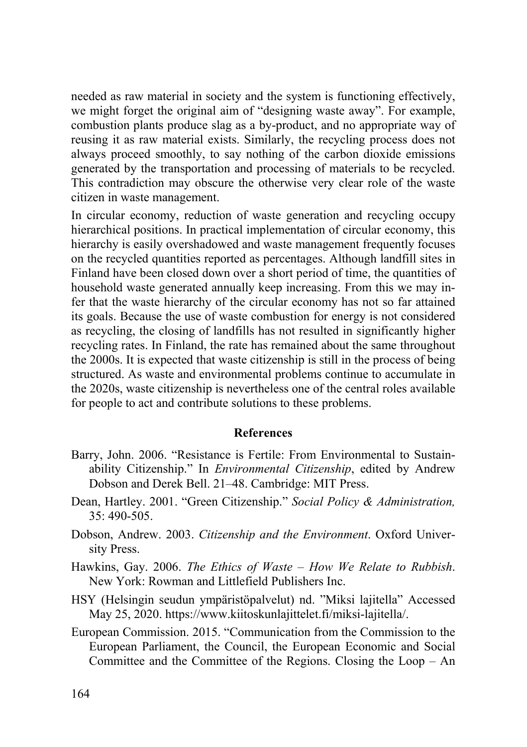needed as raw material in society and the system is functioning effectively, we might forget the original aim of "designing waste away". For example, combustion plants produce slag as a by-product, and no appropriate way of reusing it as raw material exists. Similarly, the recycling process does not always proceed smoothly, to say nothing of the carbon dioxide emissions generated by the transportation and processing of materials to be recycled. This contradiction may obscure the otherwise very clear role of the waste citizen in waste management.

In circular economy, reduction of waste generation and recycling occupy hierarchical positions. In practical implementation of circular economy, this hierarchy is easily overshadowed and waste management frequently focuses on the recycled quantities reported as percentages. Although landfill sites in Finland have been closed down over a short period of time, the quantities of household waste generated annually keep increasing. From this we may infer that the waste hierarchy of the circular economy has not so far attained its goals. Because the use of waste combustion for energy is not considered as recycling, the closing of landfills has not resulted in significantly higher recycling rates. In Finland, the rate has remained about the same throughout the 2000s. It is expected that waste citizenship is still in the process of being structured. As waste and environmental problems continue to accumulate in the 2020s, waste citizenship is nevertheless one of the central roles available for people to act and contribute solutions to these problems.

## References

Barry, John. 2006. "Resistance is Fertile: From Environmental to Sustainability Citizenship." In *Environmental Citizenship*, edited by Andrew Dobson and Derek Bell. 21–48. Cambridge: MIT Press.

Dean, Hartley. 2001. "Green Citizenship." *Social Policy & Administration,* 35: 490-505.

Dobson, Andrew. 2003. *Citizenship and the Environment*. Oxford University Press.

Hawkins, Gay. 2006. *The Ethics of Waste – How We Relate to Rubbish*. New York: Rowman and Littlefield Publishers Inc.

HSY (Helsingin seudun ympäristöpalvelut) nd. "Miksi lajitella" Accessed May 25, 2020. https://www.kiitoskunlajittelet.fi/miksi-lajitella/.

European Commission. 2015. "Communication from the Commission to the European Parliament, the Council, the European Economic and Social Committee and the Committee of the Regions. Closing the Loop – An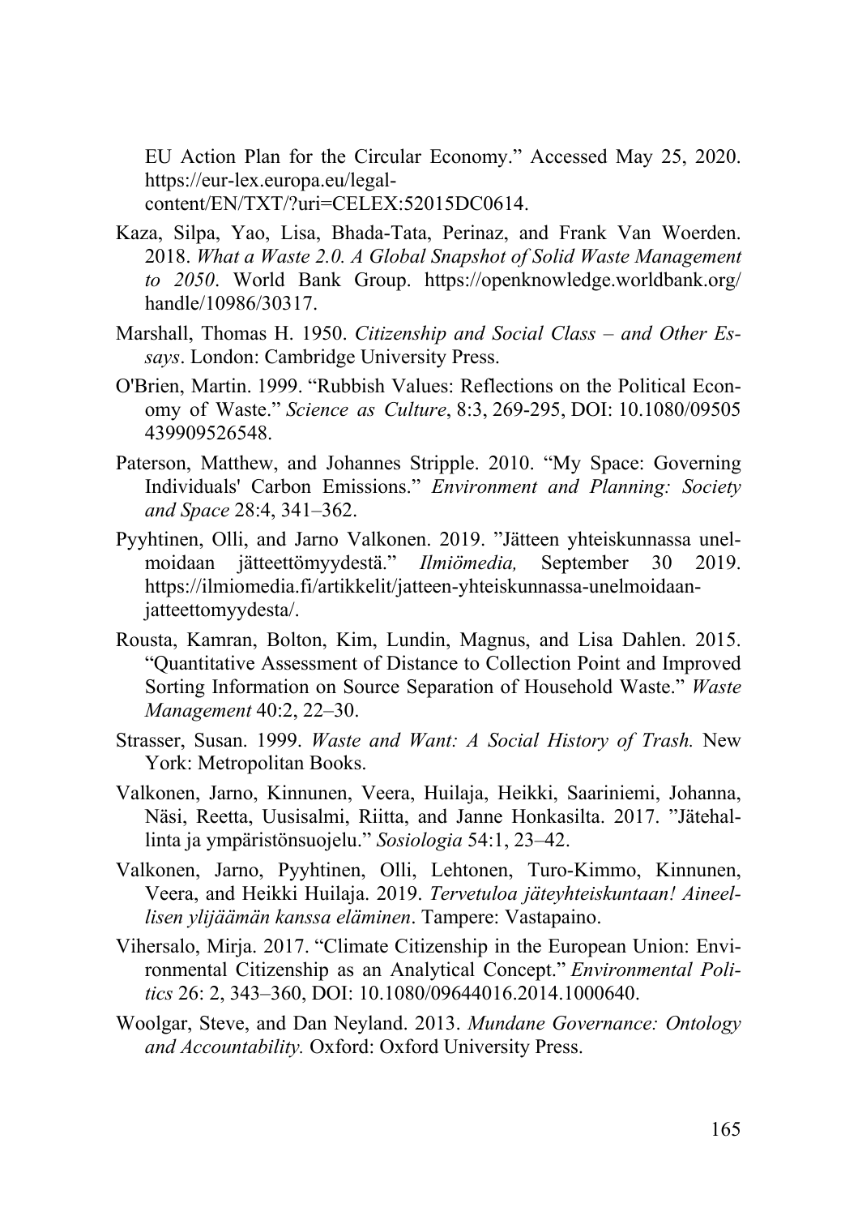EU Action Plan for the Circular Economy." Accessed May 25, 2020. https://eur-lex.europa.eu/legal-content/EN/TXT/?uri=CELEX:52015DC0614.

Kaza, Silpa, Yao, Lisa, Bhada-Tata, Perinaz, and Frank Van Woerden. 2018. *What a Waste 2.0. A Global Snapshot of Solid Waste Management to 2050*. World Bank Group. https://openknowledge.worldbank.org/handle/10986/30317.

Marshall, Thomas H. 1950. *Citizenship and Social Class – and Other Essays*. London: Cambridge University Press.

O'Brien, Martin. 1999. "Rubbish Values: Reflections on the Political Economy of Waste." *Science as Culture*, 8:3, 269-295, DOI: 10.1080/09505439909526548.

Paterson, Matthew, and Johannes Stripple. 2010. "My Space: Governing Individuals' Carbon Emissions." *Environment and Planning: Society and Space* 28:4, 341–362.

Pyyhtinen, Olli, and Jarno Valkonen. 2019. "Jätteen yhteiskunnassa unelmoidaan jätteettömyydestä." *Ilmiömedia,* September 30 2019. https://ilmiomedia.fi/artikkelit/jatteen-yhteiskunnassa-unelmoidaan-jatteettomyydesta/.

Rousta, Kamran, Bolton, Kim, Lundin, Magnus, and Lisa Dahlen. 2015. "Quantitative Assessment of Distance to Collection Point and Improved Sorting Information on Source Separation of Household Waste." *Waste Management* 40:2, 22–30.

Strasser, Susan. 1999. *Waste and Want: A Social History of Trash.* New York: Metropolitan Books.

Valkonen, Jarno, Kinnunen, Veera, Huilaja, Heikki, Saariniemi, Johanna, Näsi, Reetta, Uusisalmi, Riitta, and Janne Honkasilta. 2017. "Jätehallinta ja ympäristönsuojelu." *Sosiologia* 54:1, 23–42.

Valkonen, Jarno, Pyyhtinen, Olli, Lehtonen, Turo-Kimmo, Kinnunen, Veera, and Heikki Huilaja. 2019. *Tervetuloa jäteyhteiskuntaan! Aineellisen ylijäämän kanssa eläminen*. Tampere: Vastapaino.

Vihersalo, Mirja. 2017. "Climate Citizenship in the European Union: Environmental Citizenship as an Analytical Concept." *Environmental Politics* 26: 2, 343–360, DOI: 10.1080/09644016.2014.1000640.

Woolgar, Steve, and Dan Neyland. 2013. *Mundane Governance: Ontology and Accountability.* Oxford: Oxford University Press.